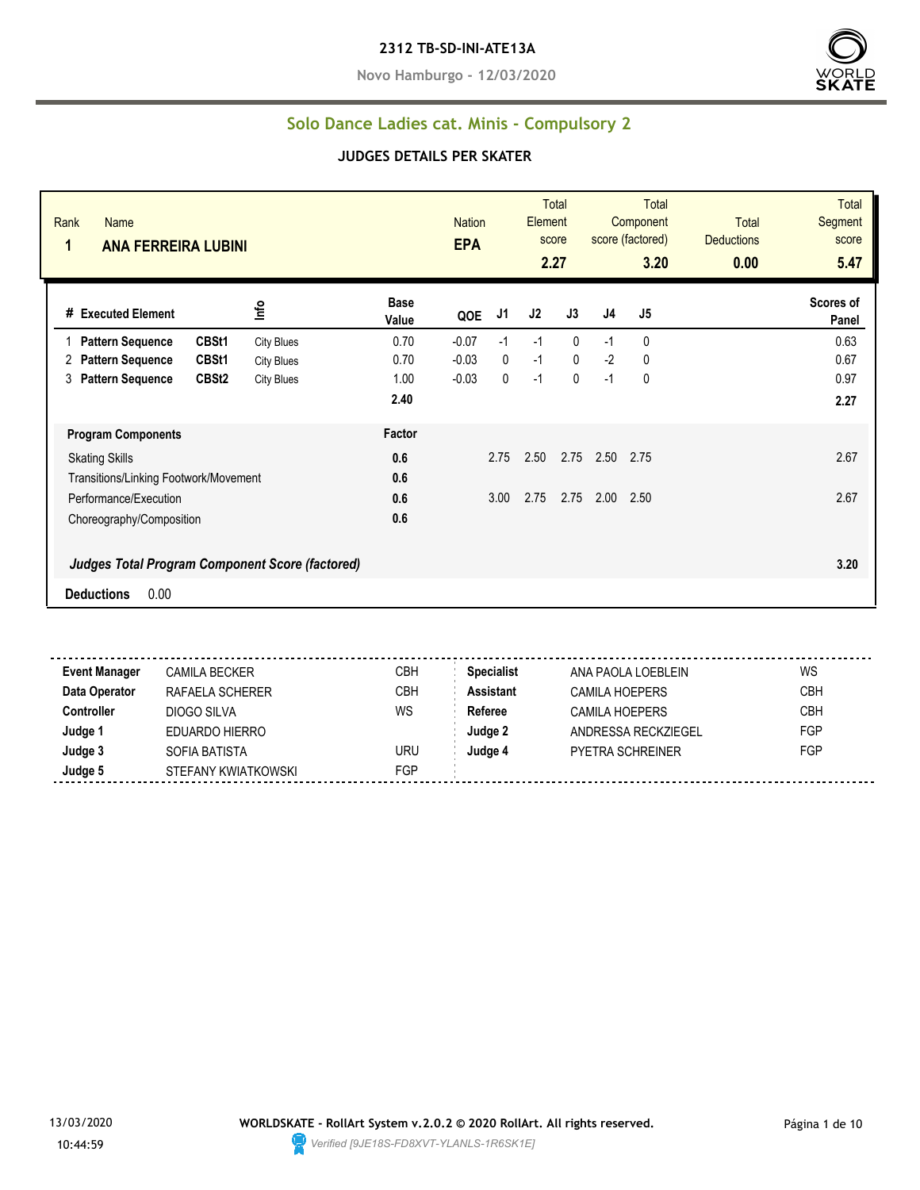# 2312 TB-SD-INI-ATE13A

**Novo Hamburgo - 12/03/2020**

## Solo Dance Ladies cat. Minis - Compulsory 2

### JUDGES DETAILS PER SKATER

| Rank | Name | Nation | Total Element score | Total Component score (factored) | Total Deductions | Total Segment score |
|---|---|---|---|---|---|---|
| 1 | ANA FERREIRA LUBINI | EPA | 2.27 | 3.20 | 0.00 | 5.47 |

| # | Executed Element | | Info | Base Value | QOE | J1 | J2 | J3 | J4 | J5 | Scores of Panel |
|---|---|---|---|---|---|---|---|---|---|---|---|
| 1 | Pattern Sequence | CBSt1 | City Blues | 0.70 | -0.07 | -1 | -1 | 0 | -1 | 0 | 0.63 |
| 2 | Pattern Sequence | CBSt1 | City Blues | 0.70 | -0.03 | 0 | -1 | 0 | -2 | 0 | 0.67 |
| 3 | Pattern Sequence | CBSt2 | City Blues | 1.00 | -0.03 | 0 | -1 | 0 | -1 | 0 | 0.97 |
| | | | | 2.40 | | | | | | | 2.27 |

| Program Components | Factor | J1 | J2 | J3 | J4 | J5 | |
|---|---|---|---|---|---|---|---|
| Skating Skills | 0.6 | 2.75 | 2.50 | 2.75 | 2.50 | 2.75 | 2.67 |
| Transitions/Linking Footwork/Movement | 0.6 | | | | | | |
| Performance/Execution | 0.6 | 3.00 | 2.75 | 2.75 | 2.00 | 2.50 | 2.67 |
| Choreography/Composition | 0.6 | | | | | | |
| ***Judges Total Program Component Score (factored)*** | | | | | | | **3.20** |

**Deductions** 0.00

| | | | | | |
|---|---|---|---|---|---|
| **Event Manager** | CAMILA BECKER | CBH | **Specialist** | ANA PAOLA LOEBLEIN | WS |
| **Data Operator** | RAFAELA SCHERER | CBH | **Assistant** | CAMILA HOEPERS | CBH |
| **Controller** | DIOGO SILVA | WS | **Referee** | CAMILA HOEPERS | CBH |
| **Judge 1** | EDUARDO HIERRO | | **Judge 2** | ANDRESSA RECKZIEGEL | FGP |
| **Judge 3** | SOFIA BATISTA | URU | **Judge 4** | PYETRA SCHREINER | FGP |
| **Judge 5** | STEFANY KWIATKOWSKI | FGP | | | |

13/03/2020 10:44:59

**WORLDSKATE - RollArt System v.2.0.2 © 2020 RollArt. All rights reserved.**

*Verified [9JE18S-FD8XVT-YLANLS-1R6SK1E]*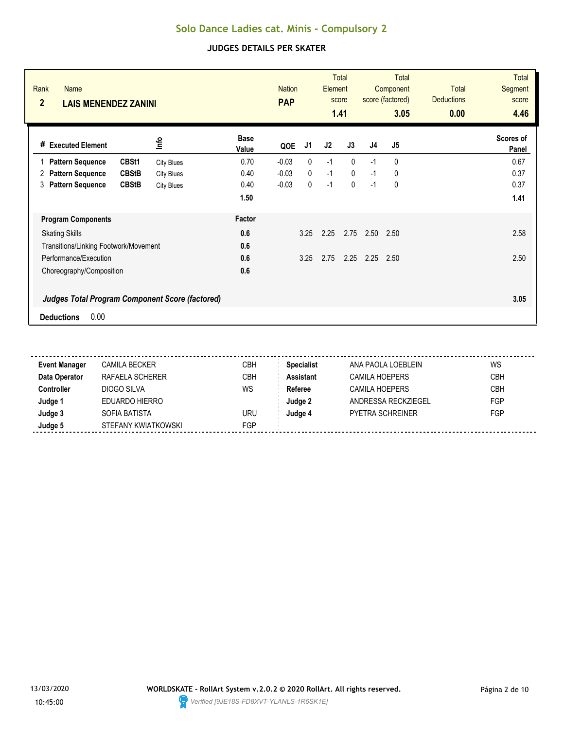# Solo Dance Ladies cat. Minis - Compulsory 2

## JUDGES DETAILS PER SKATER

| Rank | Name | Nation | Total Element score | Total Component score (factored) | Total Deductions | Total Segment score |
|---|---|---|---|---|---|---|
| 2 | LAIS MENENDEZ ZANINI | PAP | 1.41 | 3.05 | 0.00 | 4.46 |

| # | Executed Element | | Info | Base Value | QOE | J1 | J2 | J3 | J4 | J5 | Scores of Panel |
|---|---|---|---|---|---|---|---|---|---|---|---|
| 1 | Pattern Sequence | CBSt1 | City Blues | 0.70 | -0.03 | 0 | -1 | 0 | -1 | 0 | 0.67 |
| 2 | Pattern Sequence | CBStB | City Blues | 0.40 | -0.03 | 0 | -1 | 0 | -1 | 0 | 0.37 |
| 3 | Pattern Sequence | CBStB | City Blues | 0.40 | -0.03 | 0 | -1 | 0 | -1 | 0 | 0.37 |
| | | | | 1.50 | | | | | | | 1.41 |

| Program Components | Factor | J1 | J2 | J3 | J4 | J5 | |
|---|---|---|---|---|---|---|---|
| Skating Skills | 0.6 | 3.25 | 2.25 | 2.75 | 2.50 | 2.50 | 2.58 |
| Transitions/Linking Footwork/Movement | 0.6 | | | | | | |
| Performance/Execution | 0.6 | 3.25 | 2.75 | 2.25 | 2.25 | 2.50 | 2.50 |
| Choreography/Composition | 0.6 | | | | | | |
| ***Judges Total Program Component Score (factored)*** | | | | | | | **3.05** |

**Deductions** 0.00

| | | | | | |
|---|---|---|---|---|---|
| **Event Manager** | CAMILA BECKER | CBH | **Specialist** | ANA PAOLA LOEBLEIN | WS |
| **Data Operator** | RAFAELA SCHERER | CBH | **Assistant** | CAMILA HOEPERS | CBH |
| **Controller** | DIOGO SILVA | WS | **Referee** | CAMILA HOEPERS | CBH |
| **Judge 1** | EDUARDO HIERRO | | **Judge 2** | ANDRESSA RECKZIEGEL | FGP |
| **Judge 3** | SOFIA BATISTA | URU | **Judge 4** | PYETRA SCHREINER | FGP |
| **Judge 5** | STEFANY KWIATKOWSKI | FGP | | | |

13/03/2020 10:45:00

**WORLDSKATE - RollArt System v.2.0.2 © 2020 RollArt. All rights reserved.**

*Verified [9JE18S-FD8XVT-YLANLS-1R6SK1E]*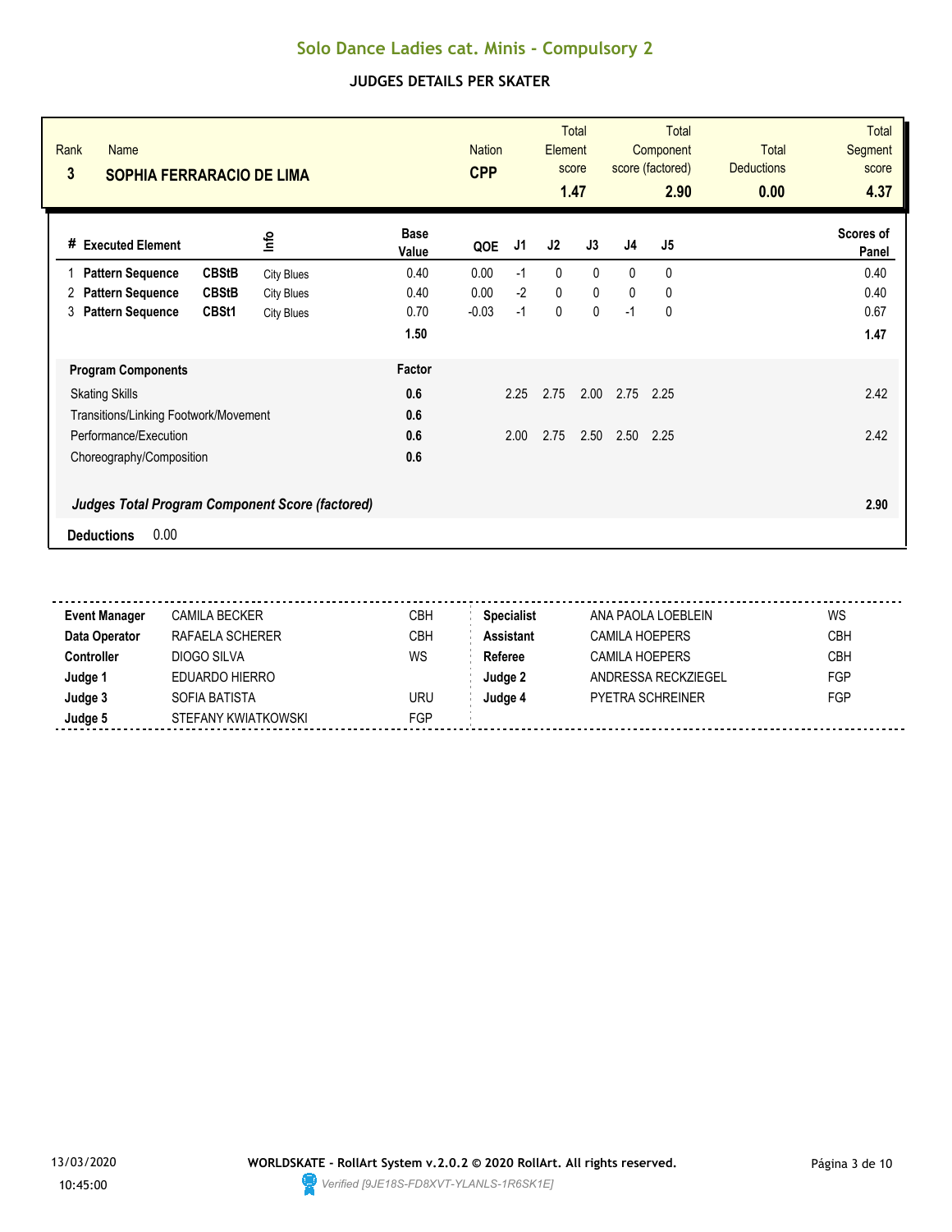# Solo Dance Ladies cat. Minis - Compulsory 2

## JUDGES DETAILS PER SKATER

| Rank | Name | Nation | Total Element score | Total Component score (factored) | Total Deductions | Total Segment score |
|---|---|---|---|---|---|---|
| 3 | **SOPHIA FERRARACIO DE LIMA** | **CPP** | **1.47** | **2.90** | **0.00** | **4.37** |

| # | Executed Element | | Info | Base Value | QOE | J1 | J2 | J3 | J4 | J5 | Scores of Panel |
|---|---|---|---|---|---|---|---|---|---|---|---|
| 1 | **Pattern Sequence** | **CBStB** | City Blues | 0.40 | 0.00 | -1 | 0 | 0 | 0 | 0 | 0.40 |
| 2 | **Pattern Sequence** | **CBStB** | City Blues | 0.40 | 0.00 | -2 | 0 | 0 | 0 | 0 | 0.40 |
| 3 | **Pattern Sequence** | **CBSt1** | City Blues | 0.70 | -0.03 | -1 | 0 | 0 | -1 | 0 | 0.67 |
| | | | | **1.50** | | | | | | | **1.47** |

| **Program Components** | **Factor** | J1 | J2 | J3 | J4 | J5 | |
|---|---|---|---|---|---|---|---|
| Skating Skills | **0.6** | 2.25 | 2.75 | 2.00 | 2.75 | 2.25 | 2.42 |
| Transitions/Linking Footwork/Movement | **0.6** | | | | | | |
| Performance/Execution | **0.6** | 2.00 | 2.75 | 2.50 | 2.50 | 2.25 | 2.42 |
| Choreography/Composition | **0.6** | | | | | | |
| ***Judges Total Program Component Score (factored)*** | | | | | | | **2.90** |

**Deductions** 0.00

| | | | | | |
|---|---|---|---|---|---|
| **Event Manager** | CAMILA BECKER | CBH | **Specialist** | ANA PAOLA LOEBLEIN | WS |
| **Data Operator** | RAFAELA SCHERER | CBH | **Assistant** | CAMILA HOEPERS | CBH |
| **Controller** | DIOGO SILVA | WS | **Referee** | CAMILA HOEPERS | CBH |
| **Judge 1** | EDUARDO HIERRO | | **Judge 2** | ANDRESSA RECKZIEGEL | FGP |
| **Judge 3** | SOFIA BATISTA | URU | **Judge 4** | PYETRA SCHREINER | FGP |
| **Judge 5** | STEFANY KWIATKOWSKI | FGP | | | |

13/03/2020 10:45:00

**WORLDSKATE - RollArt System v.2.0.2 © 2020 RollArt. All rights reserved.**

*Verified [9JE18S-FD8XVT-YLANLS-1R6SK1E]*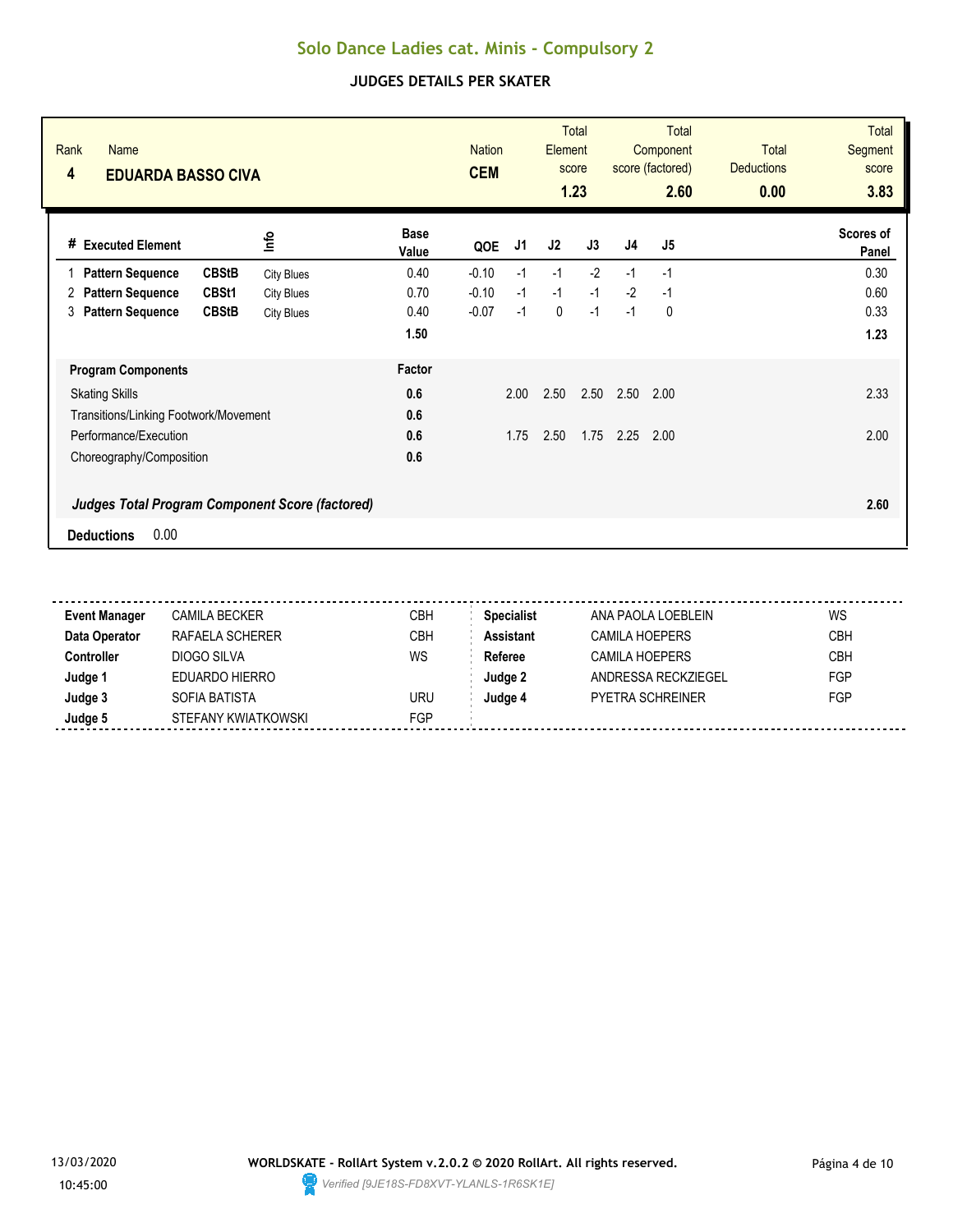# Solo Dance Ladies cat. Minis - Compulsory 2

## JUDGES DETAILS PER SKATER

| Rank | Name | Nation | Total Element score | Total Component score (factored) | Total Deductions | Total Segment score |
|---|---|---|---|---|---|---|
| 4 | **EDUARDA BASSO CIVA** | **CEM** | **1.23** | **2.60** | **0.00** | **3.83** |

| # | Executed Element | | Info | Base Value | QOE | J1 | J2 | J3 | J4 | J5 | Scores of Panel |
|---|---|---|---|---|---|---|---|---|---|---|---|
| 1 | **Pattern Sequence** | **CBStB** | City Blues | 0.40 | -0.10 | -1 | -1 | -2 | -1 | -1 | 0.30 |
| 2 | **Pattern Sequence** | **CBSt1** | City Blues | 0.70 | -0.10 | -1 | -1 | -1 | -2 | -1 | 0.60 |
| 3 | **Pattern Sequence** | **CBStB** | City Blues | 0.40 | -0.07 | -1 | 0 | -1 | -1 | 0 | 0.33 |
| | | | | **1.50** | | | | | | | **1.23** |

| **Program Components** | **Factor** | J1 | J2 | J3 | J4 | J5 | |
|---|---|---|---|---|---|---|---|
| Skating Skills | **0.6** | 2.00 | 2.50 | 2.50 | 2.50 | 2.00 | 2.33 |
| Transitions/Linking Footwork/Movement | **0.6** | | | | | | |
| Performance/Execution | **0.6** | 1.75 | 2.50 | 1.75 | 2.25 | 2.00 | 2.00 |
| Choreography/Composition | **0.6** | | | | | | |
| ***Judges Total Program Component Score (factored)*** | | | | | | | **2.60** |

**Deductions** 0.00

| | | | | | |
|---|---|---|---|---|---|
| **Event Manager** | CAMILA BECKER | CBH | **Specialist** | ANA PAOLA LOEBLEIN | WS |
| **Data Operator** | RAFAELA SCHERER | CBH | **Assistant** | CAMILA HOEPERS | CBH |
| **Controller** | DIOGO SILVA | WS | **Referee** | CAMILA HOEPERS | CBH |
| **Judge 1** | EDUARDO HIERRO | | **Judge 2** | ANDRESSA RECKZIEGEL | FGP |
| **Judge 3** | SOFIA BATISTA | URU | **Judge 4** | PYETRA SCHREINER | FGP |
| **Judge 5** | STEFANY KWIATKOWSKI | FGP | | | |

13/03/2020 10:45:00 — **WORLDSKATE - RollArt System v.2.0.2 © 2020 RollArt. All rights reserved.** — *Verified [9JE18S-FD8XVT-YLANLS-1R6SK1E]*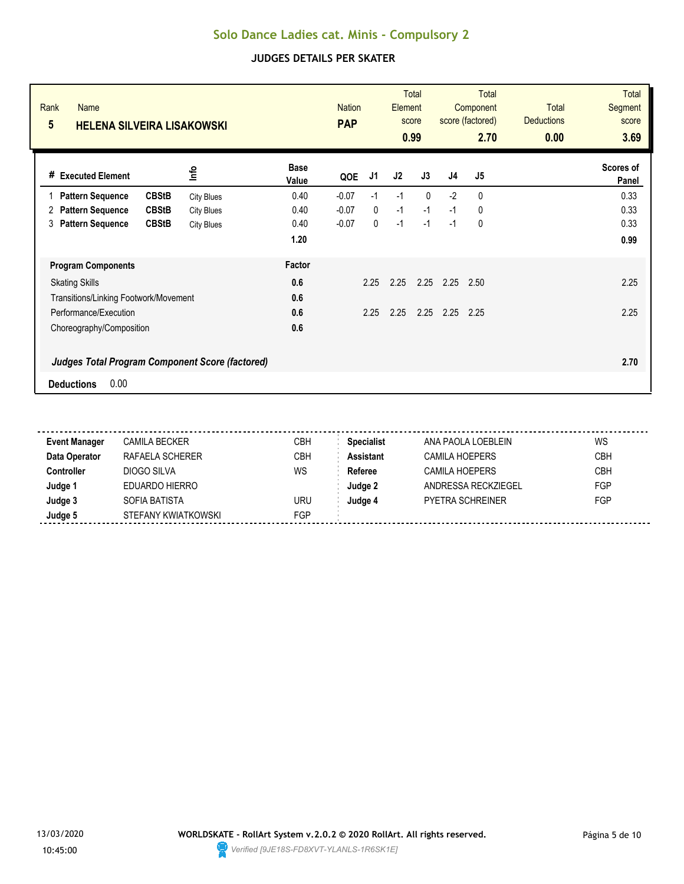# Solo Dance Ladies cat. Minis - Compulsory 2

## JUDGES DETAILS PER SKATER

| Rank | Name | Nation | Total Element score | Total Component score (factored) | Total Deductions | Total Segment score |
|---|---|---|---|---|---|---|
| 5 | **HELENA SILVEIRA LISAKOWSKI** | **PAP** | **0.99** | **2.70** | **0.00** | **3.69** |

| # | Executed Element | | Info | Base Value | QOE | J1 | J2 | J3 | J4 | J5 | Scores of Panel |
|---|---|---|---|---|---|---|---|---|---|---|---|
| 1 | **Pattern Sequence** | **CBStB** | City Blues | 0.40 | -0.07 | -1 | -1 | 0 | -2 | 0 | 0.33 |
| 2 | **Pattern Sequence** | **CBStB** | City Blues | 0.40 | -0.07 | 0 | -1 | -1 | -1 | 0 | 0.33 |
| 3 | **Pattern Sequence** | **CBStB** | City Blues | 0.40 | -0.07 | 0 | -1 | -1 | -1 | 0 | 0.33 |
| | | | | **1.20** | | | | | | | **0.99** |

| Program Components | Factor | J1 | J2 | J3 | J4 | J5 | |
|---|---|---|---|---|---|---|---|
| Skating Skills | **0.6** | 2.25 | 2.25 | 2.25 | 2.25 | 2.50 | 2.25 |
| Transitions/Linking Footwork/Movement | **0.6** | | | | | | |
| Performance/Execution | **0.6** | 2.25 | 2.25 | 2.25 | 2.25 | 2.25 | 2.25 |
| Choreography/Composition | **0.6** | | | | | | |

***Judges Total Program Component Score (factored)*** **2.70**

**Deductions** 0.00

| | | | | | |
|---|---|---|---|---|---|
| **Event Manager** | CAMILA BECKER | CBH | **Specialist** | ANA PAOLA LOEBLEIN | WS |
| **Data Operator** | RAFAELA SCHERER | CBH | **Assistant** | CAMILA HOEPERS | CBH |
| **Controller** | DIOGO SILVA | WS | **Referee** | CAMILA HOEPERS | CBH |
| **Judge 1** | EDUARDO HIERRO | | **Judge 2** | ANDRESSA RECKZIEGEL | FGP |
| **Judge 3** | SOFIA BATISTA | URU | **Judge 4** | PYETRA SCHREINER | FGP |
| **Judge 5** | STEFANY KWIATKOWSKI | FGP | | | |

13/03/2020 10:45:00

**WORLDSKATE - RollArt System v.2.0.2 © 2020 RollArt. All rights reserved.**

*Verified [9JE18S-FD8XVT-YLANLS-1R6SK1E]*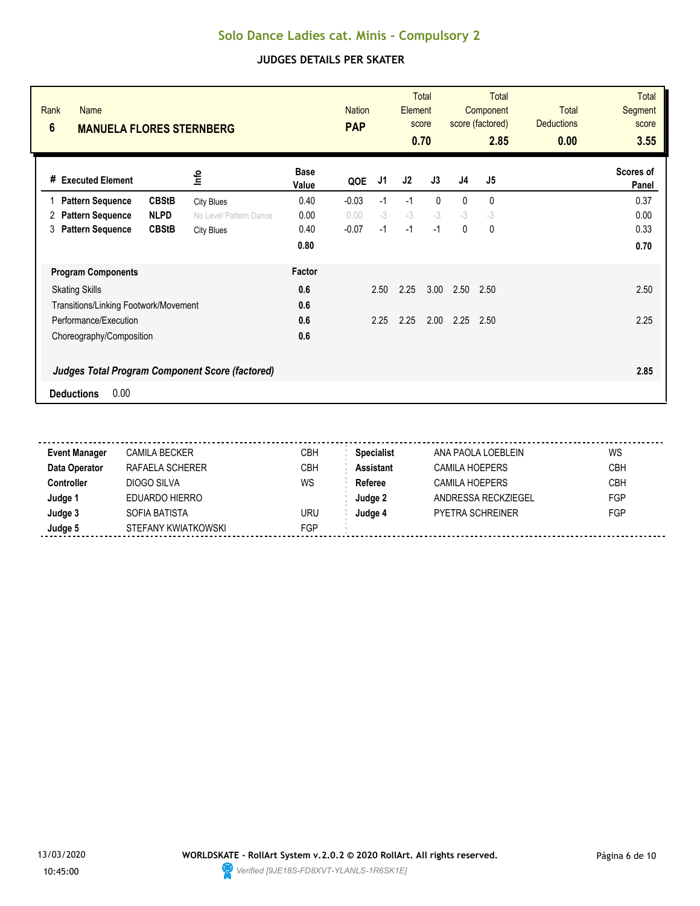# Solo Dance Ladies cat. Minis - Compulsory 2

## JUDGES DETAILS PER SKATER

| Rank | Name | Nation | Total Element score | Total Component score (factored) | Total Deductions | Total Segment score |
|---|---|---|---|---|---|---|
| 6 | **MANUELA FLORES STERNBERG** | **PAP** | 0.70 | 2.85 | 0.00 | 3.55 |

| # | Executed Element | | Info | Base Value | QOE | J1 | J2 | J3 | J4 | J5 | Scores of Panel |
|---|---|---|---|---|---|---|---|---|---|---|---|
| 1 | Pattern Sequence | CBStB | City Blues | 0.40 | -0.03 | -1 | -1 | 0 | 0 | 0 | 0.37 |
| 2 | Pattern Sequence | NLPD | No Level Pattern Dance | 0.00 | 0.00 | -3 | -3 | -3 | -3 | -3 | 0.00 |
| 3 | Pattern Sequence | CBStB | City Blues | 0.40 | -0.07 | -1 | -1 | -1 | 0 | 0 | 0.33 |
| | | | | **0.80** | | | | | | | **0.70** |

| Program Components | Factor | J1 | J2 | J3 | J4 | J5 | |
|---|---|---|---|---|---|---|---|
| Skating Skills | 0.6 | 2.50 | 2.25 | 3.00 | 2.50 | 2.50 | 2.50 |
| Transitions/Linking Footwork/Movement | 0.6 | | | | | | |
| Performance/Execution | 0.6 | 2.25 | 2.25 | 2.00 | 2.25 | 2.50 | 2.25 |
| Choreography/Composition | 0.6 | | | | | | |
| ***Judges Total Program Component Score (factored)*** | | | | | | | **2.85** |

**Deductions** 0.00

| | | | | | |
|---|---|---|---|---|---|
| **Event Manager** | CAMILA BECKER | CBH | **Specialist** | ANA PAOLA LOEBLEIN | WS |
| **Data Operator** | RAFAELA SCHERER | CBH | **Assistant** | CAMILA HOEPERS | CBH |
| **Controller** | DIOGO SILVA | WS | **Referee** | CAMILA HOEPERS | CBH |
| **Judge 1** | EDUARDO HIERRO | | **Judge 2** | ANDRESSA RECKZIEGEL | FGP |
| **Judge 3** | SOFIA BATISTA | URU | **Judge 4** | PYETRA SCHREINER | FGP |
| **Judge 5** | STEFANY KWIATKOWSKI | FGP | | | |

13/03/2020 10:45:00

**WORLDSKATE - RollArt System v.2.0.2 © 2020 RollArt. All rights reserved.**

*Verified [9JE18S-FD8XVT-YLANLS-1R6SK1E]*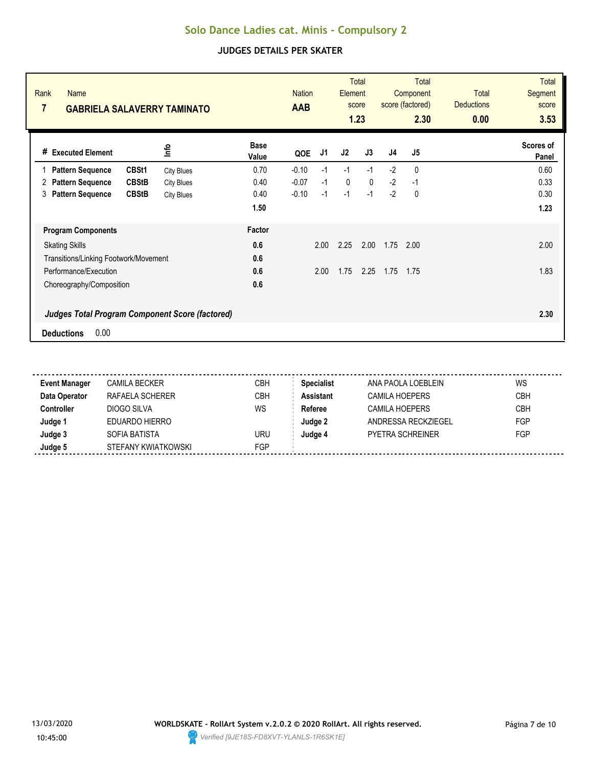# Solo Dance Ladies cat. Minis - Compulsory 2

## JUDGES DETAILS PER SKATER

| Rank | Name | Nation | Total Element score | Total Component score (factored) | Total Deductions | Total Segment score |
|---|---|---|---|---|---|---|
| 7 | **GABRIELA SALAVERRY TAMINATO** | **AAB** | **1.23** | **2.30** | **0.00** | **3.53** |

| # | Executed Element | | Info | Base Value | QOE | J1 | J2 | J3 | J4 | J5 | Scores of Panel |
|---|---|---|---|---|---|---|---|---|---|---|---|
| 1 | **Pattern Sequence** | **CBSt1** | City Blues | 0.70 | -0.10 | -1 | -1 | -1 | -2 | 0 | 0.60 |
| 2 | **Pattern Sequence** | **CBStB** | City Blues | 0.40 | -0.07 | -1 | 0 | 0 | -2 | -1 | 0.33 |
| 3 | **Pattern Sequence** | **CBStB** | City Blues | 0.40 | -0.10 | -1 | -1 | -1 | -2 | 0 | 0.30 |
| | | | | **1.50** | | | | | | | **1.23** |

| **Program Components** | **Factor** | J1 | J2 | J3 | J4 | J5 | |
|---|---|---|---|---|---|---|---|
| Skating Skills | **0.6** | 2.00 | 2.25 | 2.00 | 1.75 | 2.00 | 2.00 |
| Transitions/Linking Footwork/Movement | **0.6** | | | | | | |
| Performance/Execution | **0.6** | 2.00 | 1.75 | 2.25 | 1.75 | 1.75 | 1.83 |
| Choreography/Composition | **0.6** | | | | | | |
| ***Judges Total Program Component Score (factored)*** | | | | | | | **2.30** |

**Deductions** 0.00

| | | | | | |
|---|---|---|---|---|---|
| **Event Manager** | CAMILA BECKER | CBH | **Specialist** | ANA PAOLA LOEBLEIN | WS |
| **Data Operator** | RAFAELA SCHERER | CBH | **Assistant** | CAMILA HOEPERS | CBH |
| **Controller** | DIOGO SILVA | WS | **Referee** | CAMILA HOEPERS | CBH |
| **Judge 1** | EDUARDO HIERRO | | **Judge 2** | ANDRESSA RECKZIEGEL | FGP |
| **Judge 3** | SOFIA BATISTA | URU | **Judge 4** | PYETRA SCHREINER | FGP |
| **Judge 5** | STEFANY KWIATKOWSKI | FGP | | | |

13/03/2020 10:45:00

**WORLDSKATE - RollArt System v.2.0.2 © 2020 RollArt. All rights reserved.**

*Verified [9JE18S-FD8XVT-YLANLS-1R6SK1E]*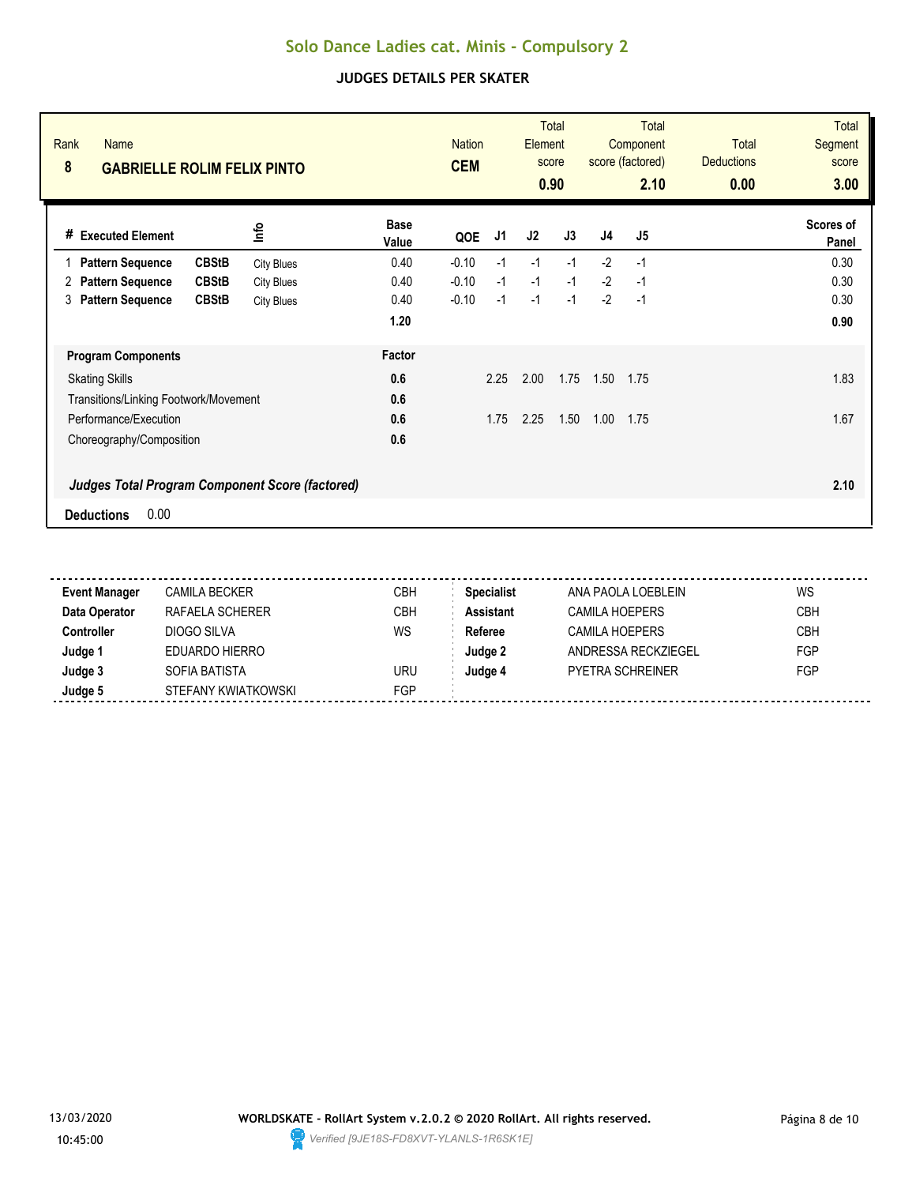# Solo Dance Ladies cat. Minis - Compulsory 2

## JUDGES DETAILS PER SKATER

| Rank | Name | Nation | Total Element score | Total Component score (factored) | Total Deductions | Total Segment score |
|---|---|---|---|---|---|---|
| 8 | GABRIELLE ROLIM FELIX PINTO | CEM | 0.90 | 2.10 | 0.00 | 3.00 |

| # | Executed Element | | Info | Base Value | QOE | J1 | J2 | J3 | J4 | J5 | Scores of Panel |
|---|---|---|---|---|---|---|---|---|---|---|---|
| 1 | Pattern Sequence | CBStB | City Blues | 0.40 | -0.10 | -1 | -1 | -1 | -2 | -1 | 0.30 |
| 2 | Pattern Sequence | CBStB | City Blues | 0.40 | -0.10 | -1 | -1 | -1 | -2 | -1 | 0.30 |
| 3 | Pattern Sequence | CBStB | City Blues | 0.40 | -0.10 | -1 | -1 | -1 | -2 | -1 | 0.30 |
| | | | | 1.20 | | | | | | | 0.90 |

| Program Components | Factor | J1 | J2 | J3 | J4 | J5 | |
|---|---|---|---|---|---|---|---|
| Skating Skills | 0.6 | 2.25 | 2.00 | 1.75 | 1.50 | 1.75 | 1.83 |
| Transitions/Linking Footwork/Movement | 0.6 | | | | | | |
| Performance/Execution | 0.6 | 1.75 | 2.25 | 1.50 | 1.00 | 1.75 | 1.67 |
| Choreography/Composition | 0.6 | | | | | | |
| *Judges Total Program Component Score (factored)* | | | | | | | 2.10 |

**Deductions** 0.00

| | | | | | |
|---|---|---|---|---|---|
| **Event Manager** | CAMILA BECKER | CBH | **Specialist** | ANA PAOLA LOEBLEIN | WS |
| **Data Operator** | RAFAELA SCHERER | CBH | **Assistant** | CAMILA HOEPERS | CBH |
| **Controller** | DIOGO SILVA | WS | **Referee** | CAMILA HOEPERS | CBH |
| **Judge 1** | EDUARDO HIERRO | | **Judge 2** | ANDRESSA RECKZIEGEL | FGP |
| **Judge 3** | SOFIA BATISTA | URU | **Judge 4** | PYETRA SCHREINER | FGP |
| **Judge 5** | STEFANY KWIATKOWSKI | FGP | | | |

13/03/2020 10:45:00

**WORLDSKATE - RollArt System v.2.0.2 © 2020 RollArt. All rights reserved.**

*Verified [9JE18S-FD8XVT-YLANLS-1R6SK1E]*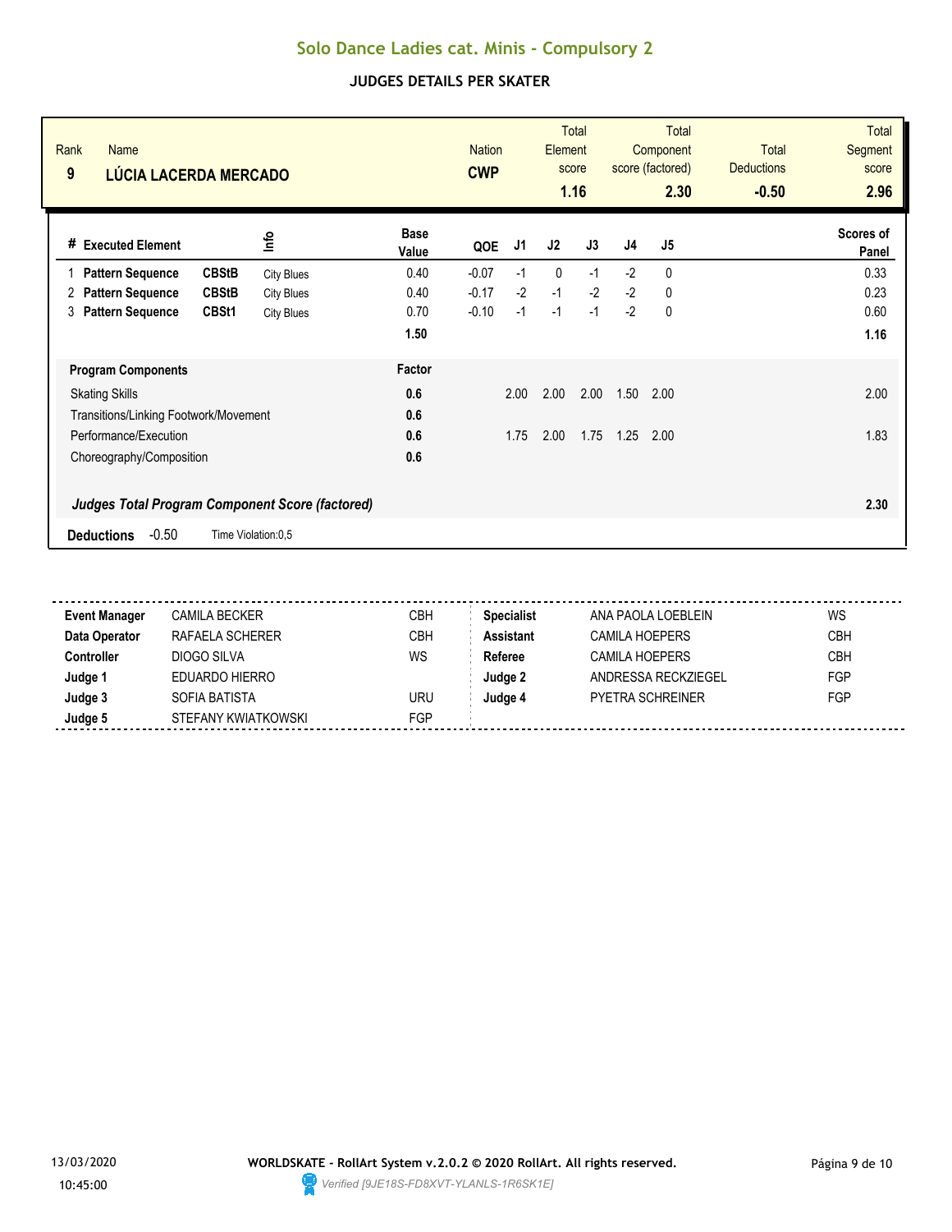# Solo Dance Ladies cat. Minis - Compulsory 2

## JUDGES DETAILS PER SKATER

| Rank | Name | Nation | Total Element score | Total Component score (factored) | Total Deductions | Total Segment score |
|---|---|---|---|---|---|---|
| 9 | LÚCIA LACERDA MERCADO | CWP | 1.16 | 2.30 | -0.50 | 2.96 |

| # | Executed Element | | Info | Base Value | QOE | J1 | J2 | J3 | J4 | J5 | Scores of Panel |
|---|---|---|---|---|---|---|---|---|---|---|---|
| 1 | Pattern Sequence | CBStB | City Blues | 0.40 | -0.07 | -1 | 0 | -1 | -2 | 0 | 0.33 |
| 2 | Pattern Sequence | CBStB | City Blues | 0.40 | -0.17 | -2 | -1 | -2 | -2 | 0 | 0.23 |
| 3 | Pattern Sequence | CBSt1 | City Blues | 0.70 | -0.10 | -1 | -1 | -1 | -2 | 0 | 0.60 |
| | | | | 1.50 | | | | | | | 1.16 |

| Program Components | Factor | J1 | J2 | J3 | J4 | J5 | |
|---|---|---|---|---|---|---|---|
| Skating Skills | 0.6 | 2.00 | 2.00 | 2.00 | 1.50 | 2.00 | 2.00 |
| Transitions/Linking Footwork/Movement | 0.6 | | | | | | |
| Performance/Execution | 0.6 | 1.75 | 2.00 | 1.75 | 1.25 | 2.00 | 1.83 |
| Choreography/Composition | 0.6 | | | | | | |
| ***Judges Total Program Component Score (factored)*** | | | | | | | **2.30** |

**Deductions** -0.50 Time Violation:0,5

| | | | | | |
|---|---|---|---|---|---|
| **Event Manager** | CAMILA BECKER | CBH | **Specialist** | ANA PAOLA LOEBLEIN | WS |
| **Data Operator** | RAFAELA SCHERER | CBH | **Assistant** | CAMILA HOEPERS | CBH |
| **Controller** | DIOGO SILVA | WS | **Referee** | CAMILA HOEPERS | CBH |
| **Judge 1** | EDUARDO HIERRO | | **Judge 2** | ANDRESSA RECKZIEGEL | FGP |
| **Judge 3** | SOFIA BATISTA | URU | **Judge 4** | PYETRA SCHREINER | FGP |
| **Judge 5** | STEFANY KWIATKOWSKI | FGP | | | |

13/03/2020 10:45:00

**WORLDSKATE - RollArt System v.2.0.2 © 2020 RollArt. All rights reserved.**

*Verified [9JE18S-FD8XVT-YLANLS-1R6SK1E]*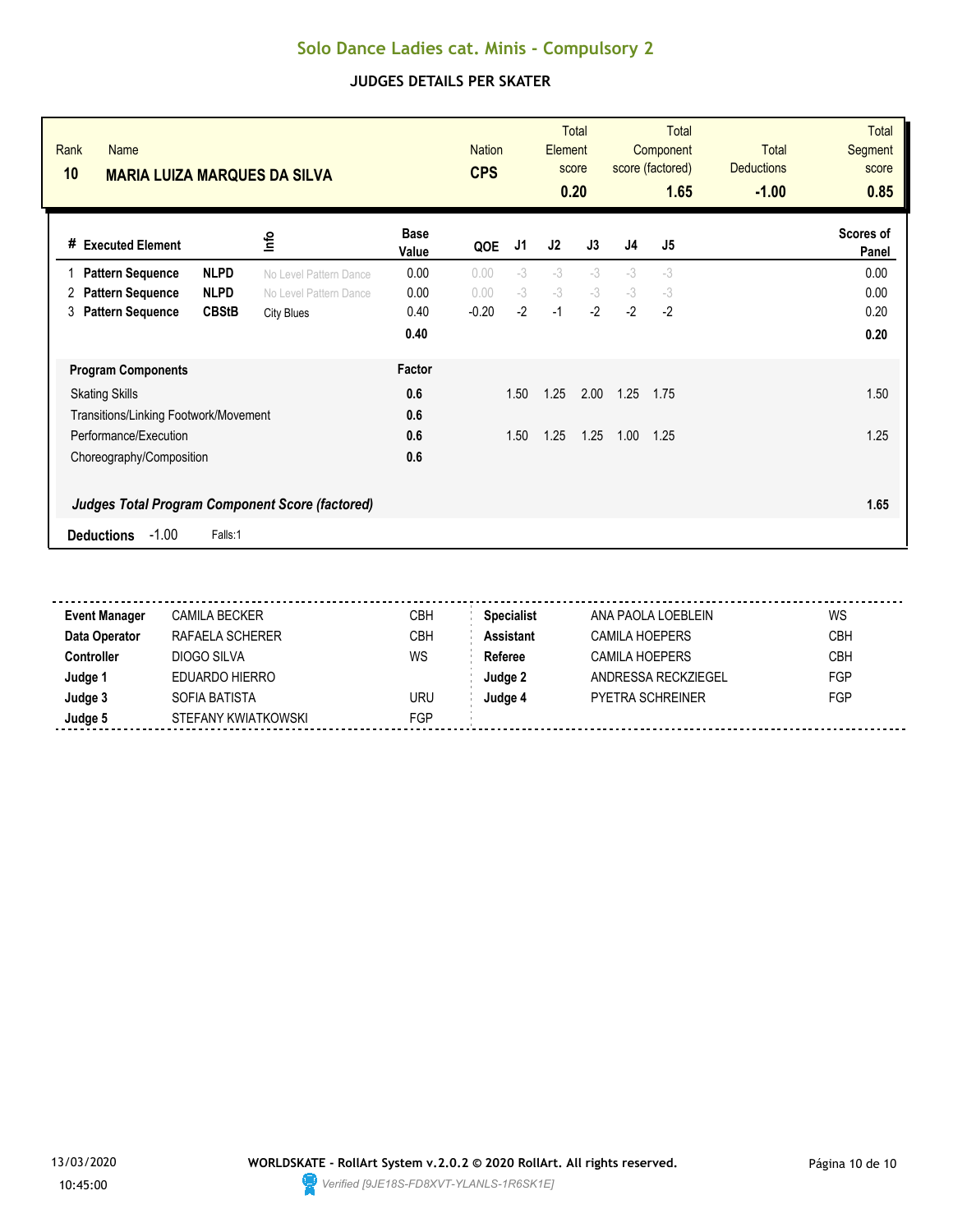# Solo Dance Ladies cat. Minis - Compulsory 2

## JUDGES DETAILS PER SKATER

| Rank | Name | Nation | Total Element score | Total Component score (factored) | Total Deductions | Total Segment score |
|---|---|---|---|---|---|---|
| 10 | **MARIA LUIZA MARQUES DA SILVA** | **CPS** | **0.20** | **1.65** | **-1.00** | **0.85** |

| # | Executed Element | | Info | Base Value | QOE | J1 | J2 | J3 | J4 | J5 | Scores of Panel |
|---|---|---|---|---|---|---|---|---|---|---|---|
| 1 | Pattern Sequence | NLPD | No Level Pattern Dance | 0.00 | 0.00 | -3 | -3 | -3 | -3 | -3 | 0.00 |
| 2 | Pattern Sequence | NLPD | No Level Pattern Dance | 0.00 | 0.00 | -3 | -3 | -3 | -3 | -3 | 0.00 |
| 3 | Pattern Sequence | CBStB | City Blues | 0.40 | -0.20 | -2 | -1 | -2 | -2 | -2 | 0.20 |
| | | | | **0.40** | | | | | | | **0.20** |

| Program Components | Factor | J1 | J2 | J3 | J4 | J5 | |
|---|---|---|---|---|---|---|---|
| Skating Skills | 0.6 | 1.50 | 1.25 | 2.00 | 1.25 | 1.75 | 1.50 |
| Transitions/Linking Footwork/Movement | 0.6 | | | | | | |
| Performance/Execution | 0.6 | 1.50 | 1.25 | 1.25 | 1.00 | 1.25 | 1.25 |
| Choreography/Composition | 0.6 | | | | | | |
| *Judges Total Program Component Score (factored)* | | | | | | | **1.65** |

**Deductions** -1.00 Falls:1

| | | | | | |
|---|---|---|---|---|---|
| **Event Manager** | CAMILA BECKER | CBH | **Specialist** | ANA PAOLA LOEBLEIN | WS |
| **Data Operator** | RAFAELA SCHERER | CBH | **Assistant** | CAMILA HOEPERS | CBH |
| **Controller** | DIOGO SILVA | WS | **Referee** | CAMILA HOEPERS | CBH |
| **Judge 1** | EDUARDO HIERRO | | **Judge 2** | ANDRESSA RECKZIEGEL | FGP |
| **Judge 3** | SOFIA BATISTA | URU | **Judge 4** | PYETRA SCHREINER | FGP |
| **Judge 5** | STEFANY KWIATKOWSKI | FGP | | | |

13/03/2020 10:45:00

**WORLDSKATE - RollArt System v.2.0.2 © 2020 RollArt. All rights reserved.**

*Verified [9JE18S-FD8XVT-YLANLS-1R6SK1E]*